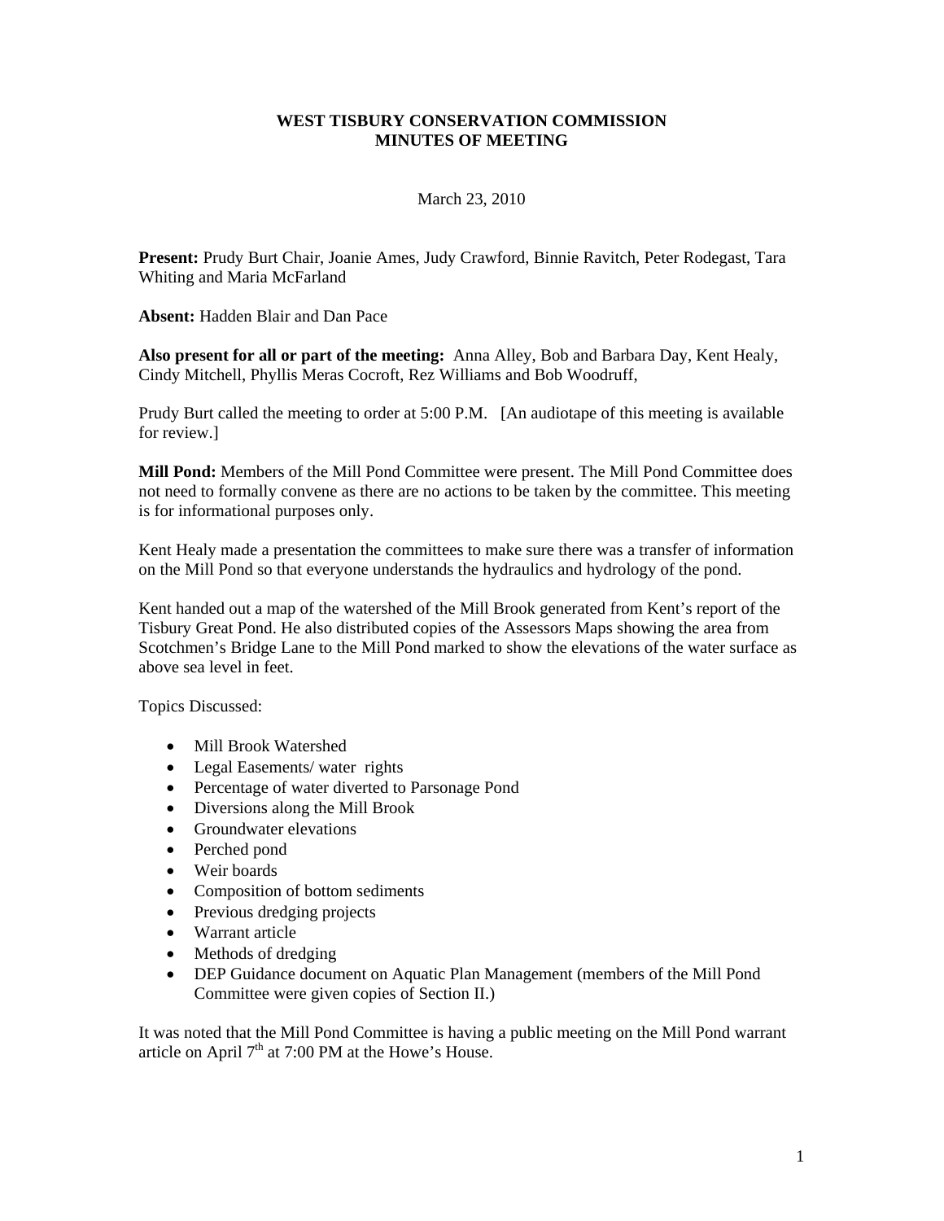# WEST TISBURY CONSERVATION COMMISSION
# MINUTES OF MEETING

March 23, 2010

**Present:** Prudy Burt Chair, Joanie Ames, Judy Crawford, Binnie Ravitch, Peter Rodegast, Tara Whiting and Maria McFarland

**Absent:** Hadden Blair and Dan Pace

**Also present for all or part of the meeting:** Anna Alley, Bob and Barbara Day, Kent Healy, Cindy Mitchell, Phyllis Meras Cocroft, Rez Williams and Bob Woodruff,

Prudy Burt called the meeting to order at 5:00 P.M. [An audiotape of this meeting is available for review.]

**Mill Pond:** Members of the Mill Pond Committee were present. The Mill Pond Committee does not need to formally convene as there are no actions to be taken by the committee. This meeting is for informational purposes only.

Kent Healy made a presentation the committees to make sure there was a transfer of information on the Mill Pond so that everyone understands the hydraulics and hydrology of the pond.

Kent handed out a map of the watershed of the Mill Brook generated from Kent's report of the Tisbury Great Pond. He also distributed copies of the Assessors Maps showing the area from Scotchmen's Bridge Lane to the Mill Pond marked to show the elevations of the water surface as above sea level in feet.

Topics Discussed:

- Mill Brook Watershed
- Legal Easements/ water rights
- Percentage of water diverted to Parsonage Pond
- Diversions along the Mill Brook
- Groundwater elevations
- Perched pond
- Weir boards
- Composition of bottom sediments
- Previous dredging projects
- Warrant article
- Methods of dredging
- DEP Guidance document on Aquatic Plan Management (members of the Mill Pond Committee were given copies of Section II.)

It was noted that the Mill Pond Committee is having a public meeting on the Mill Pond warrant article on April 7th at 7:00 PM at the Howe's House.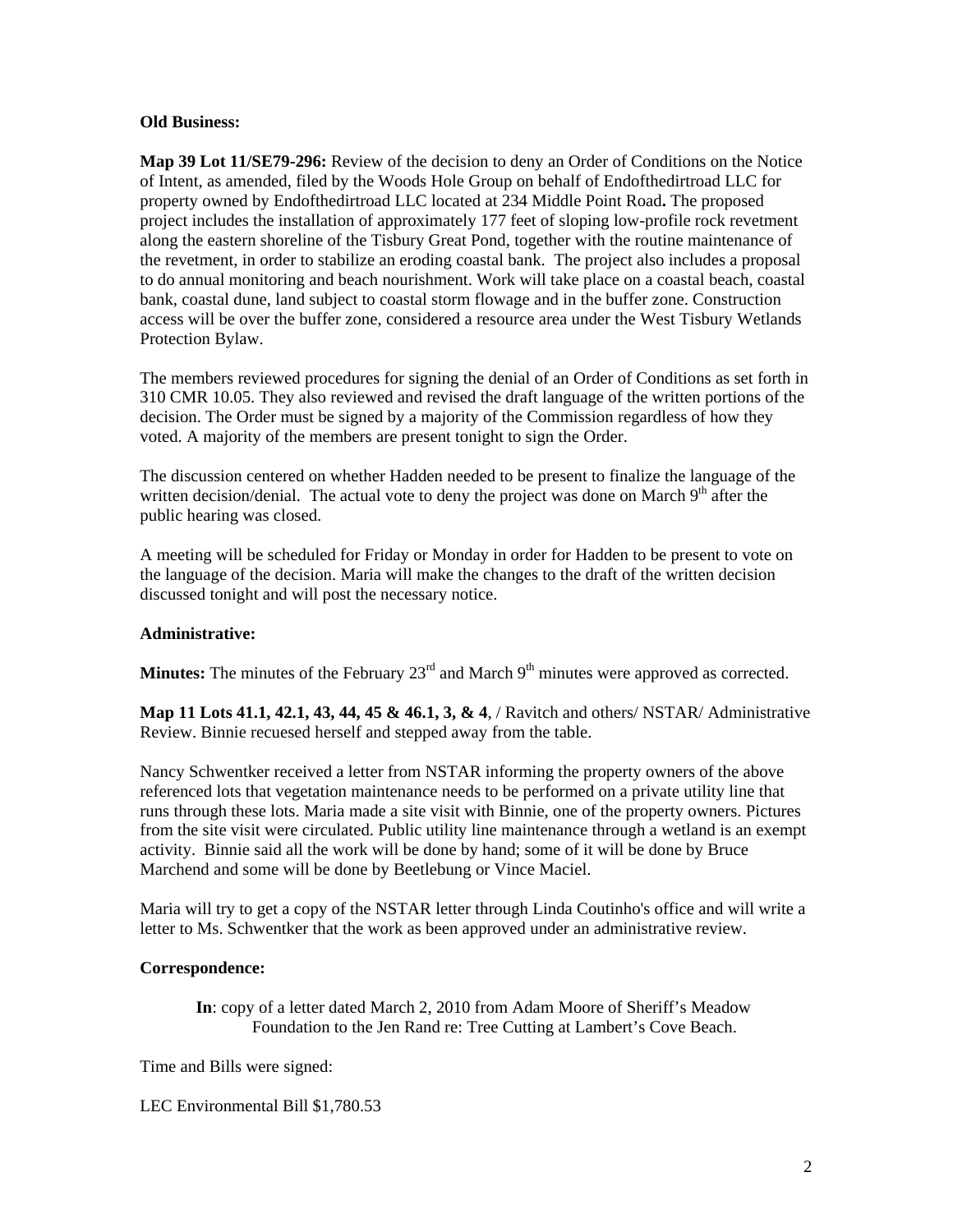**Old Business:**

**Map 39 Lot 11/SE79-296:** Review of the decision to deny an Order of Conditions on the Notice of Intent, as amended, filed by the Woods Hole Group on behalf of Endofthedirtroad LLC for property owned by Endofthedirtroad LLC located at 234 Middle Point Road**.** The proposed project includes the installation of approximately 177 feet of sloping low-profile rock revetment along the eastern shoreline of the Tisbury Great Pond, together with the routine maintenance of the revetment, in order to stabilize an eroding coastal bank. The project also includes a proposal to do annual monitoring and beach nourishment. Work will take place on a coastal beach, coastal bank, coastal dune, land subject to coastal storm flowage and in the buffer zone. Construction access will be over the buffer zone, considered a resource area under the West Tisbury Wetlands Protection Bylaw.

The members reviewed procedures for signing the denial of an Order of Conditions as set forth in 310 CMR 10.05. They also reviewed and revised the draft language of the written portions of the decision. The Order must be signed by a majority of the Commission regardless of how they voted. A majority of the members are present tonight to sign the Order.

The discussion centered on whether Hadden needed to be present to finalize the language of the written decision/denial. The actual vote to deny the project was done on March 9th after the public hearing was closed.

A meeting will be scheduled for Friday or Monday in order for Hadden to be present to vote on the language of the decision. Maria will make the changes to the draft of the written decision discussed tonight and will post the necessary notice.

**Administrative:**

**Minutes:** The minutes of the February 23rd and March 9th minutes were approved as corrected.

**Map 11 Lots 41.1, 42.1, 43, 44, 45 & 46.1, 3, & 4**, / Ravitch and others/ NSTAR/ Administrative Review. Binnie recuesed herself and stepped away from the table.

Nancy Schwentker received a letter from NSTAR informing the property owners of the above referenced lots that vegetation maintenance needs to be performed on a private utility line that runs through these lots. Maria made a site visit with Binnie, one of the property owners. Pictures from the site visit were circulated. Public utility line maintenance through a wetland is an exempt activity. Binnie said all the work will be done by hand; some of it will be done by Bruce Marchend and some will be done by Beetlebung or Vince Maciel.

Maria will try to get a copy of the NSTAR letter through Linda Coutinho's office and will write a letter to Ms. Schwentker that the work as been approved under an administrative review.

**Correspondence:**

**In**: copy of a letter dated March 2, 2010 from Adam Moore of Sheriff's Meadow Foundation to the Jen Rand re: Tree Cutting at Lambert's Cove Beach.

Time and Bills were signed:

LEC Environmental Bill $1,780.53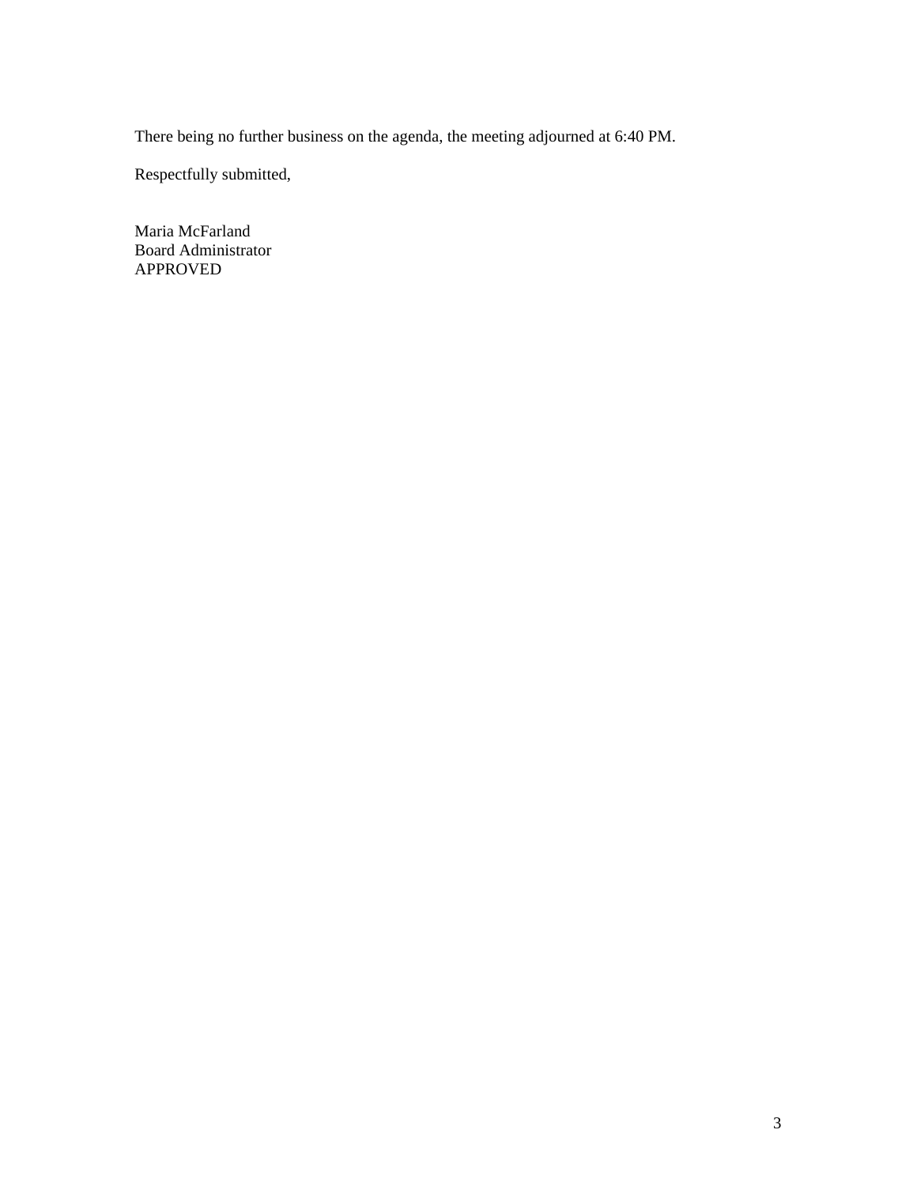There being no further business on the agenda, the meeting adjourned at 6:40 PM.

Respectfully submitted,

Maria McFarland  
Board Administrator  
APPROVED